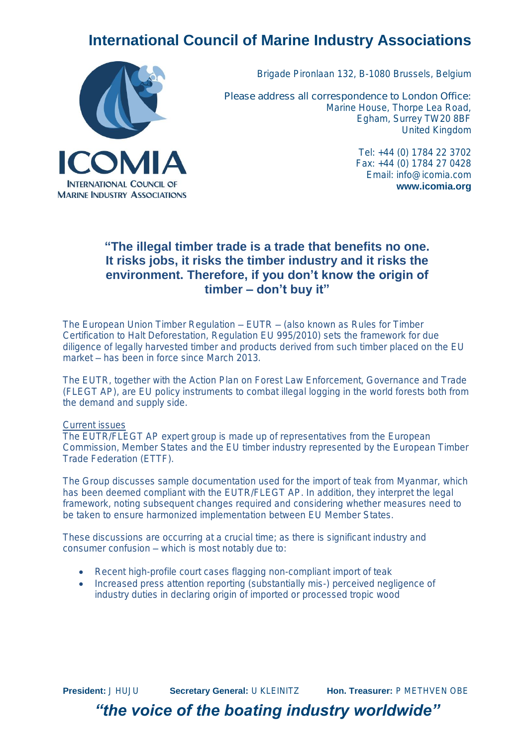# International Council of Marine Industry Associations

ICOMIA
INTERNATIONAL COUNCIL OF MARINE INDUSTRY ASSOCIATIONS

Brigade Pironlaan 132, B-1080 Brussels, Belgium

Please address all correspondence to London Office:
Marine House, Thorpe Lea Road,
Egham, Surrey TW20 8BF
United Kingdom

Tel: +44 (0) 1784 22 3702
Fax: +44 (0) 1784 27 0428
Email: info@icomia.com
**www.icomia.org**

## "The illegal timber trade is a trade that benefits no one. It risks jobs, it risks the timber industry and it risks the environment. Therefore, if you don't know the origin of timber – don't buy it"

The European Union Timber Regulation – EUTR – (also known as Rules for Timber Certification to Halt Deforestation, Regulation EU 995/2010) sets the framework for due diligence of legally harvested timber and products derived from such timber placed on the EU market – has been in force since March 2013.

The EUTR, together with the Action Plan on Forest Law Enforcement, Governance and Trade (FLEGT AP), are EU policy instruments to combat illegal logging in the world forests both from the demand and supply side.

Current issues

The EUTR/FLEGT AP expert group is made up of representatives from the European Commission, Member States and the EU timber industry represented by the European Timber Trade Federation (ETTF).

The Group discusses sample documentation used for the import of teak from Myanmar, which has been deemed compliant with the EUTR/FLEGT AP. In addition, they interpret the legal framework, noting subsequent changes required and considering whether measures need to be taken to ensure harmonized implementation between EU Member States.

These discussions are occurring at a crucial time; as there is significant industry and consumer confusion – which is most notably due to:

- Recent high-profile court cases flagging non-compliant import of teak
- Increased press attention reporting (substantially mis-) perceived negligence of industry duties in declaring origin of imported or processed tropic wood

**President:** J HUJU **Secretary General:** U KLEINITZ **Hon. Treasurer:** P METHVEN OBE

***"the voice of the boating industry worldwide"***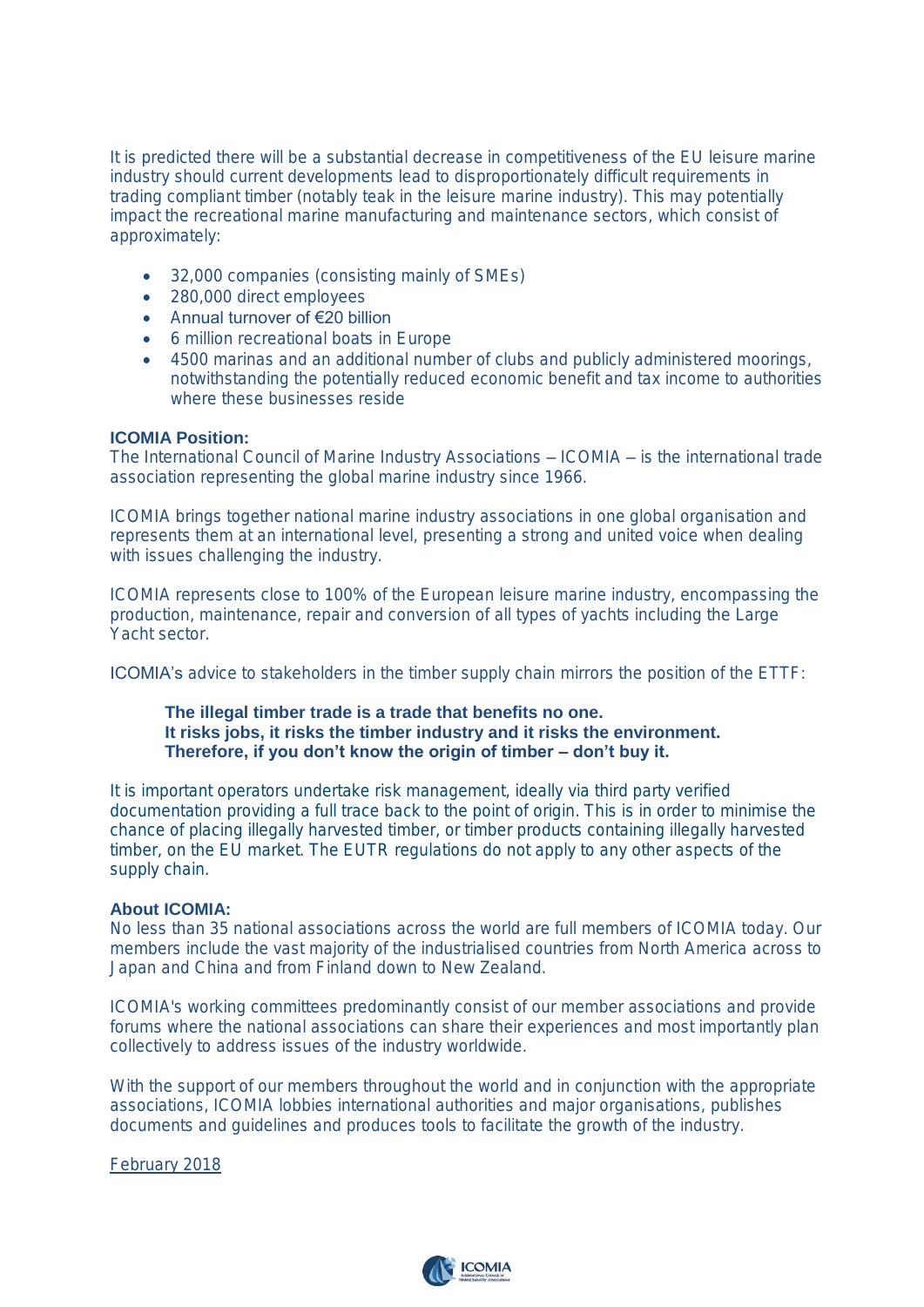It is predicted there will be a substantial decrease in competitiveness of the EU leisure marine industry should current developments lead to disproportionately difficult requirements in trading compliant timber (notably teak in the leisure marine industry). This may potentially impact the recreational marine manufacturing and maintenance sectors, which consist of approximately:

- 32,000 companies (consisting mainly of SMEs)
- 280,000 direct employees
- Annual turnover of €20 billion
- 6 million recreational boats in Europe
- 4500 marinas and an additional number of clubs and publicly administered moorings, notwithstanding the potentially reduced economic benefit and tax income to authorities where these businesses reside

**ICOMIA Position:**

The International Council of Marine Industry Associations – ICOMIA – is the international trade association representing the global marine industry since 1966.

ICOMIA brings together national marine industry associations in one global organisation and represents them at an international level, presenting a strong and united voice when dealing with issues challenging the industry.

ICOMIA represents close to 100% of the European leisure marine industry, encompassing the production, maintenance, repair and conversion of all types of yachts including the Large Yacht sector.

ICOMIA's advice to stakeholders in the timber supply chain mirrors the position of the ETTF:

> **The illegal timber trade is a trade that benefits no one.**
> **It risks jobs, it risks the timber industry and it risks the environment.**
> **Therefore, if you don't know the origin of timber – don't buy it.**

It is important operators undertake risk management, ideally via third party verified documentation providing a full trace back to the point of origin. This is in order to minimise the chance of placing illegally harvested timber, or timber products containing illegally harvested timber, on the EU market. The EUTR regulations do not apply to any other aspects of the supply chain.

**About ICOMIA:**

No less than 35 national associations across the world are full members of ICOMIA today. Our members include the vast majority of the industrialised countries from North America across to Japan and China and from Finland down to New Zealand.

ICOMIA's working committees predominantly consist of our member associations and provide forums where the national associations can share their experiences and most importantly plan collectively to address issues of the industry worldwide.

With the support of our members throughout the world and in conjunction with the appropriate associations, ICOMIA lobbies international authorities and major organisations, publishes documents and guidelines and produces tools to facilitate the growth of the industry.

February 2018